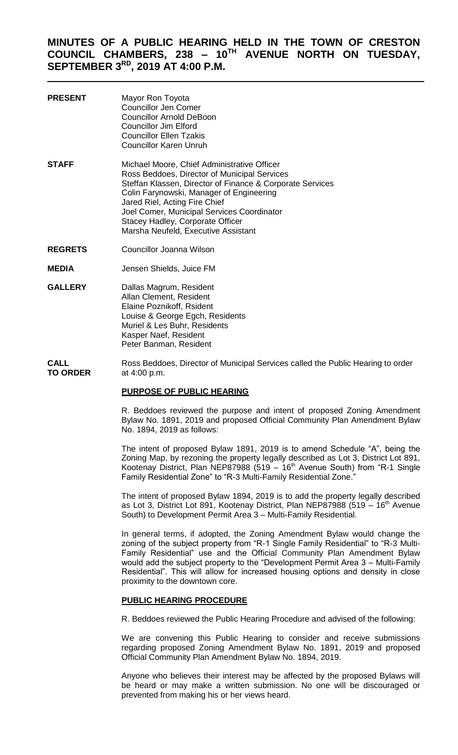# MINUTES OF A PUBLIC HEARING HELD IN THE TOWN OF CRESTON COUNCIL CHAMBERS, 238 – 10TH AVENUE NORTH ON TUESDAY, SEPTEMBER 3RD, 2019 AT 4:00 P.M.

**PRESENT**

Mayor Ron Toyota
Councillor Jen Comer
Councillor Arnold DeBoon
Councillor Jim Elford
Councillor Ellen Tzakis
Councillor Karen Unruh

**STAFF**

Michael Moore, Chief Administrative Officer
Ross Beddoes, Director of Municipal Services
Steffan Klassen, Director of Finance & Corporate Services
Colin Farynowski, Manager of Engineering
Jared Riel, Acting Fire Chief
Joel Comer, Municipal Services Coordinator
Stacey Hadley, Corporate Officer
Marsha Neufeld, Executive Assistant

**REGRETS**

Councillor Joanna Wilson

**MEDIA**

Jensen Shields, Juice FM

**GALLERY**

Dallas Magrum, Resident
Allan Clement, Resident
Elaine Poznikoff, Rsident
Louise & George Egch, Residents
Muriel & Les Buhr, Residents
Kasper Naef, Resident
Peter Banman, Resident

**CALL TO ORDER**

Ross Beddoes, Director of Municipal Services called the Public Hearing to order at 4:00 p.m.

## PURPOSE OF PUBLIC HEARING

R. Beddoes reviewed the purpose and intent of proposed Zoning Amendment Bylaw No. 1891, 2019 and proposed Official Community Plan Amendment Bylaw No. 1894, 2019 as follows:

The intent of proposed Bylaw 1891, 2019 is to amend Schedule "A", being the Zoning Map, by rezoning the property legally described as Lot 3, District Lot 891, Kootenay District, Plan NEP87988 (519 – 16th Avenue South) from "R-1 Single Family Residential Zone" to "R-3 Multi-Family Residential Zone."

The intent of proposed Bylaw 1894, 2019 is to add the property legally described as Lot 3, District Lot 891, Kootenay District, Plan NEP87988 (519 – 16th Avenue South) to Development Permit Area 3 – Multi-Family Residential.

In general terms, if adopted, the Zoning Amendment Bylaw would change the zoning of the subject property from "R-1 Single Family Residential" to "R-3 Multi-Family Residential" use and the Official Community Plan Amendment Bylaw would add the subject property to the "Development Permit Area 3 – Multi-Family Residential". This will allow for increased housing options and density in close proximity to the downtown core.

## PUBLIC HEARING PROCEDURE

R. Beddoes reviewed the Public Hearing Procedure and advised of the following:

We are convening this Public Hearing to consider and receive submissions regarding proposed Zoning Amendment Bylaw No. 1891, 2019 and proposed Official Community Plan Amendment Bylaw No. 1894, 2019.

Anyone who believes their interest may be affected by the proposed Bylaws will be heard or may make a written submission. No one will be discouraged or prevented from making his or her views heard.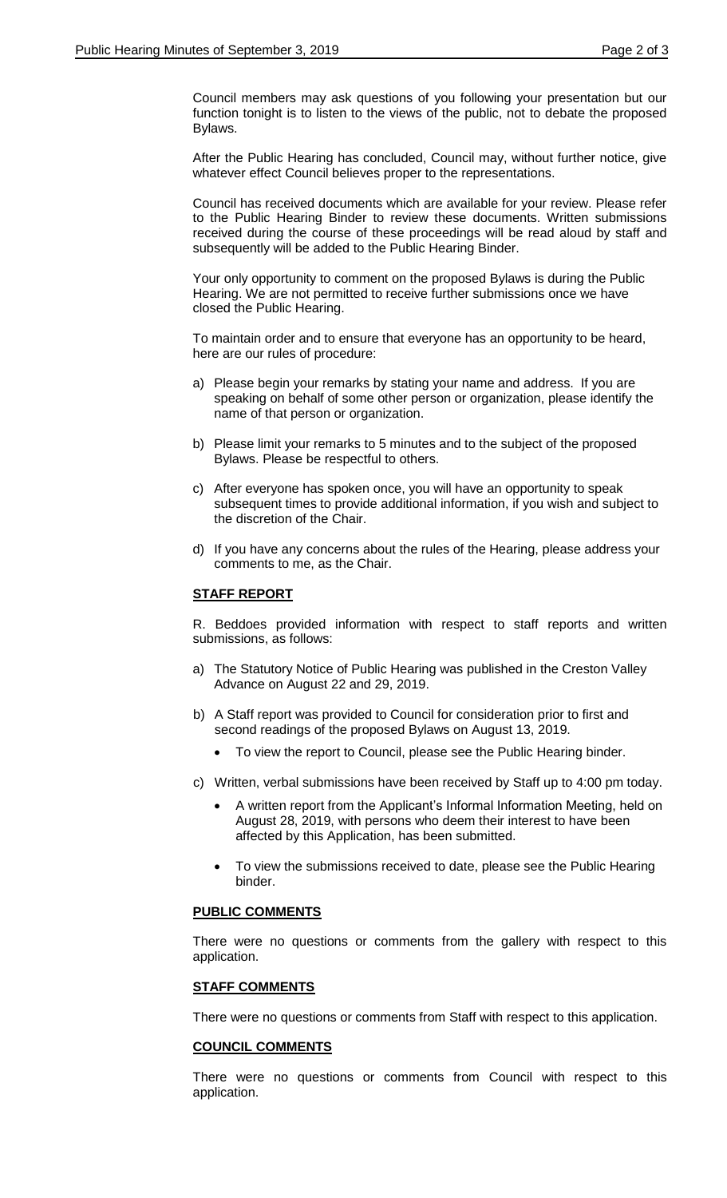Council members may ask questions of you following your presentation but our function tonight is to listen to the views of the public, not to debate the proposed Bylaws.

After the Public Hearing has concluded, Council may, without further notice, give whatever effect Council believes proper to the representations.

Council has received documents which are available for your review. Please refer to the Public Hearing Binder to review these documents. Written submissions received during the course of these proceedings will be read aloud by staff and subsequently will be added to the Public Hearing Binder.

Your only opportunity to comment on the proposed Bylaws is during the Public Hearing. We are not permitted to receive further submissions once we have closed the Public Hearing.

To maintain order and to ensure that everyone has an opportunity to be heard, here are our rules of procedure:

a) Please begin your remarks by stating your name and address. If you are speaking on behalf of some other person or organization, please identify the name of that person or organization.

b) Please limit your remarks to 5 minutes and to the subject of the proposed Bylaws. Please be respectful to others.

c) After everyone has spoken once, you will have an opportunity to speak subsequent times to provide additional information, if you wish and subject to the discretion of the Chair.

d) If you have any concerns about the rules of the Hearing, please address your comments to me, as the Chair.

**STAFF REPORT**

R. Beddoes provided information with respect to staff reports and written submissions, as follows:

a) The Statutory Notice of Public Hearing was published in the Creston Valley Advance on August 22 and 29, 2019.

b) A Staff report was provided to Council for consideration prior to first and second readings of the proposed Bylaws on August 13, 2019.
   - To view the report to Council, please see the Public Hearing binder.

c) Written, verbal submissions have been received by Staff up to 4:00 pm today.
   - A written report from the Applicant's Informal Information Meeting, held on August 28, 2019, with persons who deem their interest to have been affected by this Application, has been submitted.
   - To view the submissions received to date, please see the Public Hearing binder.

**PUBLIC COMMENTS**

There were no questions or comments from the gallery with respect to this application.

**STAFF COMMENTS**

There were no questions or comments from Staff with respect to this application.

**COUNCIL COMMENTS**

There were no questions or comments from Council with respect to this application.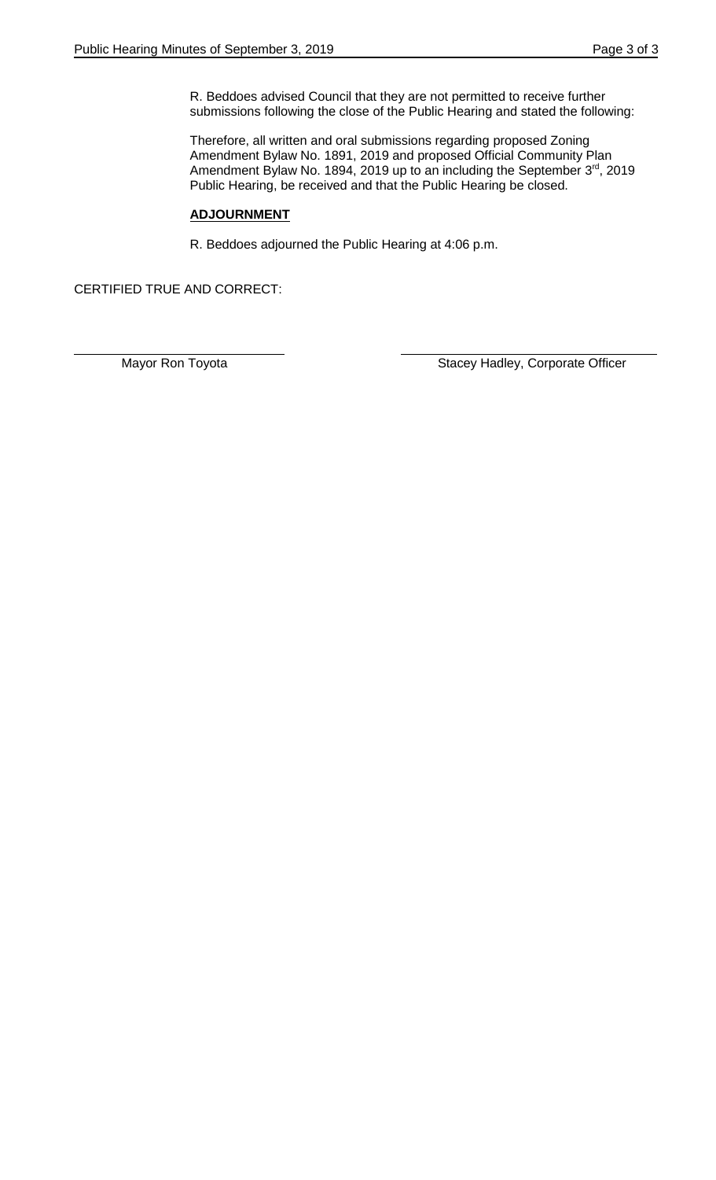R. Beddoes advised Council that they are not permitted to receive further submissions following the close of the Public Hearing and stated the following:

Therefore, all written and oral submissions regarding proposed Zoning Amendment Bylaw No. 1891, 2019 and proposed Official Community Plan Amendment Bylaw No. 1894, 2019 up to an including the September 3rd, 2019 Public Hearing, be received and that the Public Hearing be closed.

**ADJOURNMENT**

R. Beddoes adjourned the Public Hearing at 4:06 p.m.

CERTIFIED TRUE AND CORRECT:

Mayor Ron Toyota

Stacey Hadley, Corporate Officer